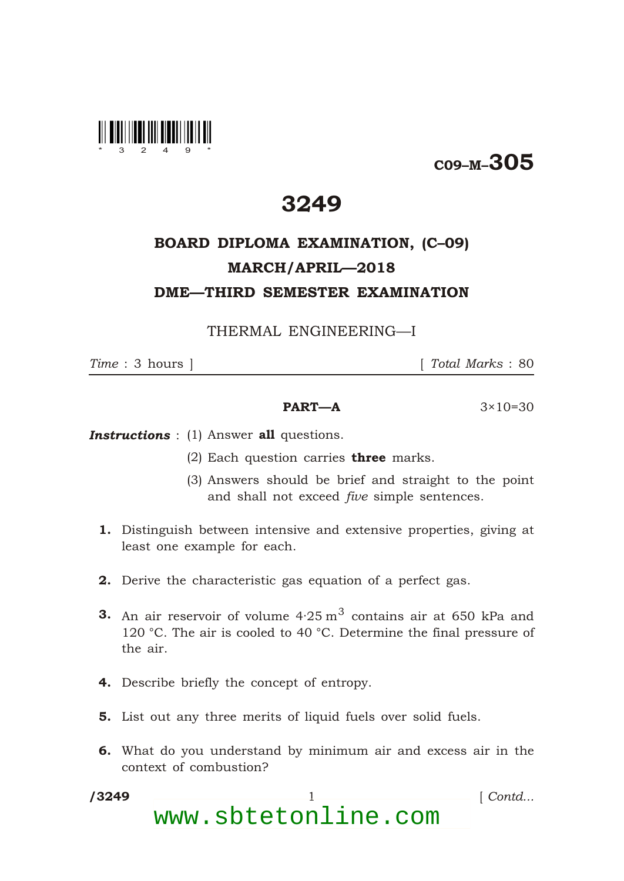C09–M–305

# 3249

## BOARD DIPLOMA EXAMINATION, (C–09)

## MARCH/APRIL—2018

## DME—THIRD SEMESTER EXAMINATION

THERMAL ENGINEERING—I

*Time* : 3 hours ] [ *Total Marks* : 80

**PART—A** 3×10=30

***Instructions*** : (1) Answer **all** questions.

(2) Each question carries **three** marks.

(3) Answers should be brief and straight to the point and shall not exceed *five* simple sentences.

**1.** Distinguish between intensive and extensive properties, giving at least one example for each.

**2.** Derive the characteristic gas equation of a perfect gas.

**3.** An air reservoir of volume $4{\cdot}25\ m^3$ contains air at 650 kPa and 120 °C. The air is cooled to 40 °C. Determine the final pressure of the air.

**4.** Describe briefly the concept of entropy.

**5.** List out any three merits of liquid fuels over solid fuels.

**6.** What do you understand by minimum air and excess air in the context of combustion?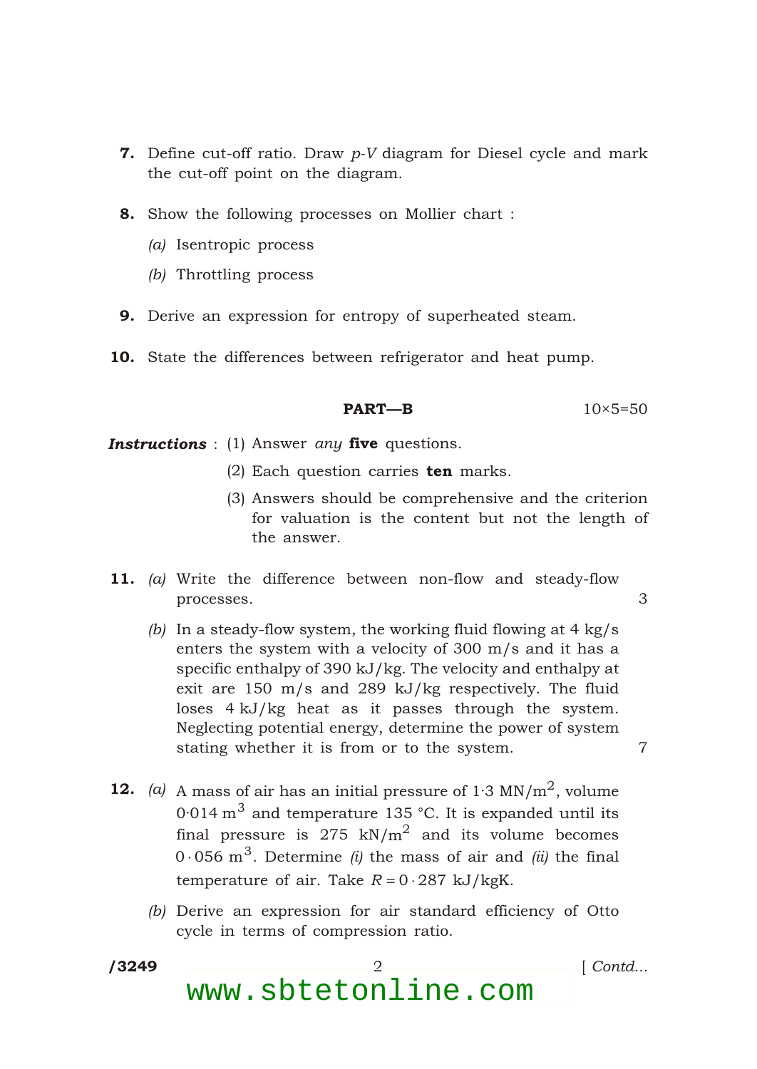7. Define cut-off ratio. Draw *p-V* diagram for Diesel cycle and mark the cut-off point on the diagram.

8. Show the following processes on Mollier chart :

   *(a)* Isentropic process

   *(b)* Throttling process

9. Derive an expression for entropy of superheated steam.

10. State the differences between refrigerator and heat pump.

## PART—B

10×5=50

***Instructions*** : (1) Answer *any* **five** questions.

(2) Each question carries **ten** marks.

(3) Answers should be comprehensive and the criterion for valuation is the content but not the length of the answer.

11. *(a)* Write the difference between non-flow and steady-flow processes. 3

    *(b)* In a steady-flow system, the working fluid flowing at 4 kg/s enters the system with a velocity of 300 m/s and it has a specific enthalpy of 390 kJ/kg. The velocity and enthalpy at exit are 150 m/s and 289 kJ/kg respectively. The fluid loses 4 kJ/kg heat as it passes through the system. Neglecting potential energy, determine the power of system stating whether it is from or to the system. 7

12. *(a)* A mass of air has an initial pressure of 1·3 MN/m$^2$, volume 0·014 m$^3$ and temperature 135 °C. It is expanded until its final pressure is 275 kN/m$^2$ and its volume becomes 0·056 m$^3$. Determine *(i)* the mass of air and *(ii)* the final temperature of air. Take $R = 0 \cdot 287$ kJ/kgK.

    *(b)* Derive an expression for air standard efficiency of Otto cycle in terms of compression ratio.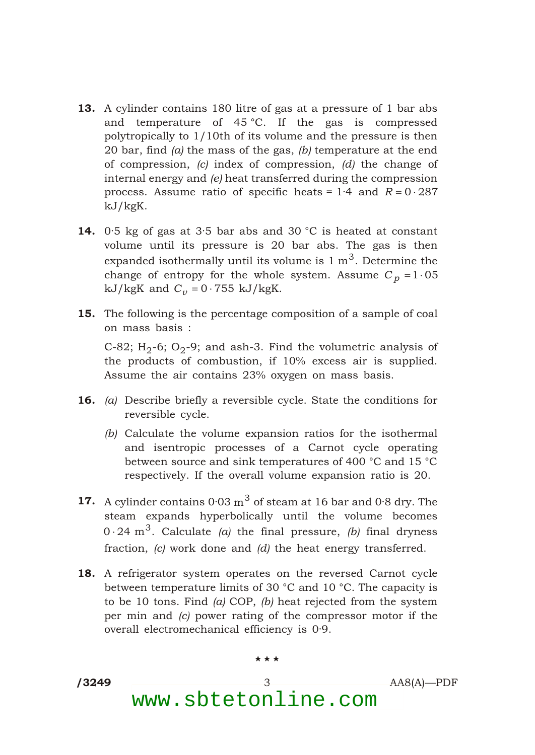**13.** A cylinder contains 180 litre of gas at a pressure of 1 bar abs and temperature of 45 °C. If the gas is compressed polytropically to 1/10th of its volume and the pressure is then 20 bar, find *(a)* the mass of the gas, *(b)* temperature at the end of compression, *(c)* index of compression, *(d)* the change of internal energy and *(e)* heat transferred during the compression process. Assume ratio of specific heats = 1·4 and $R = 0 \cdot 287$ kJ/kgK.

**14.** 0·5 kg of gas at 3·5 bar abs and 30 °C is heated at constant volume until its pressure is 20 bar abs. The gas is then expanded isothermally until its volume is 1 $m^3$. Determine the change of entropy for the whole system. Assume $C_p = 1 \cdot 05$ kJ/kgK and $C_v = 0 \cdot 755$ kJ/kgK.

**15.** The following is the percentage composition of a sample of coal on mass basis :

C-82; $H_2$-6; $O_2$-9; and ash-3. Find the volumetric analysis of the products of combustion, if 10% excess air is supplied. Assume the air contains 23% oxygen on mass basis.

**16.** *(a)* Describe briefly a reversible cycle. State the conditions for reversible cycle.

*(b)* Calculate the volume expansion ratios for the isothermal and isentropic processes of a Carnot cycle operating between source and sink temperatures of 400 °C and 15 °C respectively. If the overall volume expansion ratio is 20.

**17.** A cylinder contains 0·03 $m^3$ of steam at 16 bar and 0·8 dry. The steam expands hyperbolically until the volume becomes $0 \cdot 24$ $m^3$. Calculate *(a)* the final pressure, *(b)* final dryness fraction, *(c)* work done and *(d)* the heat energy transferred.

**18.** A refrigerator system operates on the reversed Carnot cycle between temperature limits of 30 °C and 10 °C. The capacity is to be 10 tons. Find *(a)* COP, *(b)* heat rejected from the system per min and *(c)* power rating of the compressor motor if the overall electromechanical efficiency is 0·9.

★ ★ ★